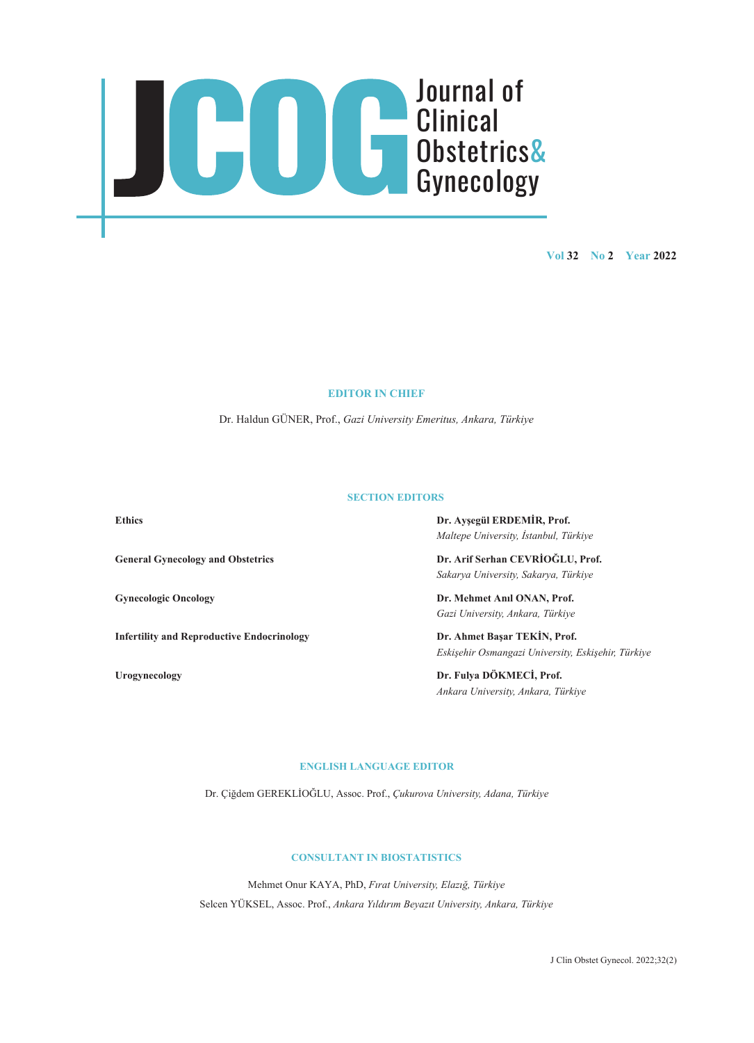# JCOG Journal of Clinical Obstetrics & Gynecology

Vol 32 No 2 Year 2022

## EDITOR IN CHIEF

Dr. Haldun GÜNER, Prof., *Gazi University Emeritus, Ankara, Türkiye*

## SECTION EDITORS

**Ethics**
**Dr. Ayşegül ERDEMİR, Prof.**
*Maltepe University, İstanbul, Türkiye*

**General Gynecology and Obstetrics**
**Dr. Arif Serhan CEVRİOĞLU, Prof.**
*Sakarya University, Sakarya, Türkiye*

**Gynecologic Oncology**
**Dr. Mehmet Anıl ONAN, Prof.**
*Gazi University, Ankara, Türkiye*

**Infertility and Reproductive Endocrinology**
**Dr. Ahmet Başar TEKİN, Prof.**
*Eskişehir Osmangazi University, Eskişehir, Türkiye*

**Urogynecology**
**Dr. Fulya DÖKMECİ, Prof.**
*Ankara University, Ankara, Türkiye*

## ENGLISH LANGUAGE EDITOR

Dr. Çiğdem GEREKLİOĞLU, Assoc. Prof., *Çukurova University, Adana, Türkiye*

## CONSULTANT IN BIOSTATISTICS

Mehmet Onur KAYA, PhD, *Fırat University, Elazığ, Türkiye*

Selcen YÜKSEL, Assoc. Prof., *Ankara Yıldırım Beyazıt University, Ankara, Türkiye*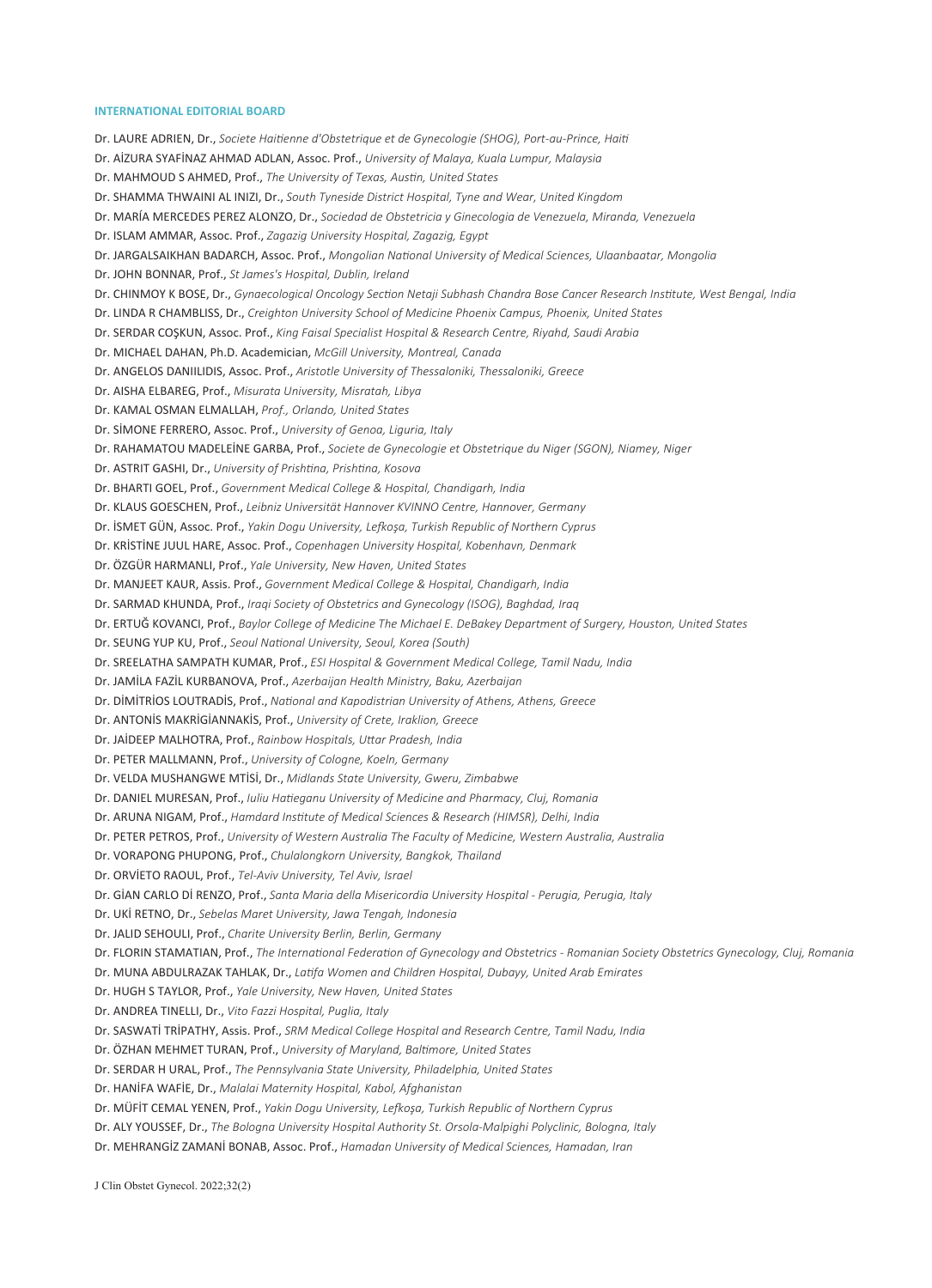#### INTERNATIONAL EDITORIAL BOARD

Dr. LAURE ADRIEN, Dr., *Societe Haitienne d'Obstetrique et de Gynecologie (SHOG), Port-au-Prince, Haiti*

Dr. AİZURA SYAFİNAZ AHMAD ADLAN, Assoc. Prof., *University of Malaya, Kuala Lumpur, Malaysia*

Dr. MAHMOUD S AHMED, Prof., *The University of Texas, Austin, United States*

Dr. SHAMMA THWAINI AL INIZI, Dr., *South Tyneside District Hospital, Tyne and Wear, United Kingdom*

Dr. MARÍA MERCEDES PEREZ ALONZO, Dr., *Sociedad de Obstetricia y Ginecologia de Venezuela, Miranda, Venezuela*

Dr. ISLAM AMMAR, Assoc. Prof., *Zagazig University Hospital, Zagazig, Egypt*

Dr. JARGALSAIKHAN BADARCH, Assoc. Prof., *Mongolian National University of Medical Sciences, Ulaanbaatar, Mongolia*

Dr. JOHN BONNAR, Prof., *St James's Hospital, Dublin, Ireland*

Dr. CHINMOY K BOSE, Dr., *Gynaecological Oncology Section Netaji Subhash Chandra Bose Cancer Research Institute, West Bengal, India*

Dr. LINDA R CHAMBLISS, Dr., *Creighton University School of Medicine Phoenix Campus, Phoenix, United States*

Dr. SERDAR COŞKUN, Assoc. Prof., *King Faisal Specialist Hospital & Research Centre, Riyahd, Saudi Arabia*

Dr. MICHAEL DAHAN, Ph.D. Academician, *McGill University, Montreal, Canada*

Dr. ANGELOS DANIILIDIS, Assoc. Prof., *Aristotle University of Thessaloniki, Thessaloniki, Greece*

Dr. AISHA ELBAREG, Prof., *Misurata University, Misratah, Libya*

Dr. KAMAL OSMAN ELMALLAH, *Prof., Orlando, United States*

Dr. SİMONE FERRERO, Assoc. Prof., *University of Genoa, Liguria, Italy*

Dr. RAHAMATOU MADELEİNE GARBA, Prof., *Societe de Gynecologie et Obstetrique du Niger (SGON), Niamey, Niger*

Dr. ASTRIT GASHI, Dr., *University of Prishtina, Prishtina, Kosova*

Dr. BHARTI GOEL, Prof., *Government Medical College & Hospital, Chandigarh, India*

Dr. KLAUS GOESCHEN, Prof., *Leibniz Universität Hannover KVINNO Centre, Hannover, Germany*

Dr. İSMET GÜN, Assoc. Prof., *Yakin Dogu University, Lefkoşa, Turkish Republic of Northern Cyprus*

Dr. KRİSTİNE JUUL HARE, Assoc. Prof., *Copenhagen University Hospital, Kobenhavn, Denmark*

Dr. ÖZGÜR HARMANLI, Prof., *Yale University, New Haven, United States*

Dr. MANJEET KAUR, Assis. Prof., *Government Medical College & Hospital, Chandigarh, India*

Dr. SARMAD KHUNDA, Prof., *Iraqi Society of Obstetrics and Gynecology (ISOG), Baghdad, Iraq*

Dr. ERTUĞ KOVANCI, Prof., *Baylor College of Medicine The Michael E. DeBakey Department of Surgery, Houston, United States*

Dr. SEUNG YUP KU, Prof., *Seoul National University, Seoul, Korea (South)*

Dr. SREELATHA SAMPATH KUMAR, Prof., *ESI Hospital & Government Medical College, Tamil Nadu, India*

Dr. JAMİLA FAZİL KURBANOVA, Prof., *Azerbaijan Health Ministry, Baku, Azerbaijan*

Dr. DİMİTRİOS LOUTRADİS, Prof., *National and Kapodistrian University of Athens, Athens, Greece*

Dr. ANTONİS MAKRİGİANNAKİS, Prof., *University of Crete, Iraklion, Greece*

Dr. JAİDEEP MALHOTRA, Prof., *Rainbow Hospitals, Uttar Pradesh, India*

Dr. PETER MALLMANN, Prof., *University of Cologne, Koeln, Germany*

Dr. VELDA MUSHANGWE MTİSİ, Dr., *Midlands State University, Gweru, Zimbabwe*

Dr. DANIEL MURESAN, Prof., *Iuliu Hatieganu University of Medicine and Pharmacy, Cluj, Romania*

Dr. ARUNA NIGAM, Prof., *Hamdard Institute of Medical Sciences & Research (HIMSR), Delhi, India*

Dr. PETER PETROS, Prof., *University of Western Australia The Faculty of Medicine, Western Australia, Australia*

Dr. VORAPONG PHUPONG, Prof., *Chulalongkorn University, Bangkok, Thailand*

Dr. ORVİETO RAOUL, Prof., *Tel-Aviv University, Tel Aviv, Israel*

Dr. GİAN CARLO Dİ RENZO, Prof., *Santa Maria della Misericordia University Hospital - Perugia, Perugia, Italy*

Dr. UKİ RETNO, Dr., *Sebelas Maret University, Jawa Tengah, Indonesia*

Dr. JALID SEHOULI, Prof., *Charite University Berlin, Berlin, Germany*

Dr. FLORIN STAMATIAN, Prof., *The International Federation of Gynecology and Obstetrics - Romanian Society Obstetrics Gynecology, Cluj, Romania*

Dr. MUNA ABDULRAZAK TAHLAK, Dr., *Latifa Women and Children Hospital, Dubayy, United Arab Emirates*

Dr. HUGH S TAYLOR, Prof., *Yale University, New Haven, United States*

Dr. ANDREA TINELLI, Dr., *Vito Fazzi Hospital, Puglia, Italy*

Dr. SASWATİ TRİPATHY, Assis. Prof., *SRM Medical College Hospital and Research Centre, Tamil Nadu, India*

Dr. ÖZHAN MEHMET TURAN, Prof., *University of Maryland, Baltimore, United States*

Dr. SERDAR H URAL, Prof., *The Pennsylvania State University, Philadelphia, United States*

Dr. HANİFA WAFİE, Dr., *Malalai Maternity Hospital, Kabol, Afghanistan*

Dr. MÜFİT CEMAL YENEN, Prof., *Yakin Dogu University, Lefkoşa, Turkish Republic of Northern Cyprus*

Dr. ALY YOUSSEF, Dr., *The Bologna University Hospital Authority St. Orsola-Malpighi Polyclinic, Bologna, Italy*

Dr. MEHRANGİZ ZAMANİ BONAB, Assoc. Prof., *Hamadan University of Medical Sciences, Hamadan, Iran*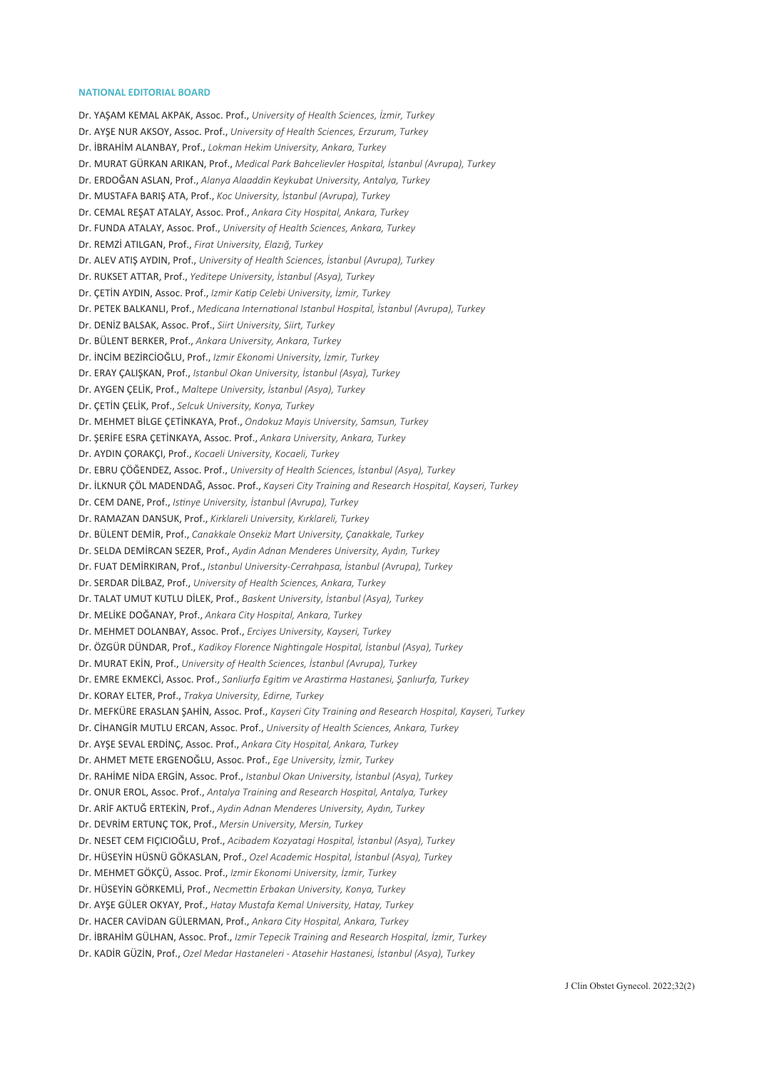#### NATIONAL EDITORIAL BOARD

Dr. YAŞAM KEMAL AKPAK, Assoc. Prof., *University of Health Sciences, İzmir, Turkey*
Dr. AYŞE NUR AKSOY, Assoc. Prof., *University of Health Sciences, Erzurum, Turkey*
Dr. İBRAHİM ALANBAY, Prof., *Lokman Hekim University, Ankara, Turkey*
Dr. MURAT GÜRKAN ARIKAN, Prof., *Medical Park Bahcelievler Hospital, İstanbul (Avrupa), Turkey*
Dr. ERDOĞAN ASLAN, Prof., *Alanya Alaaddin Keykubat University, Antalya, Turkey*
Dr. MUSTAFA BARIŞ ATA, Prof., *Koc University, İstanbul (Avrupa), Turkey*
Dr. CEMAL REŞAT ATALAY, Assoc. Prof., *Ankara City Hospital, Ankara, Turkey*
Dr. FUNDA ATALAY, Assoc. Prof., *University of Health Sciences, Ankara, Turkey*
Dr. REMZİ ATILGAN, Prof., *Firat University, Elazığ, Turkey*
Dr. ALEV ATIŞ AYDIN, Prof., *University of Health Sciences, İstanbul (Avrupa), Turkey*
Dr. RUKSET ATTAR, Prof., *Yeditepe University, İstanbul (Asya), Turkey*
Dr. ÇETİN AYDIN, Assoc. Prof., *Izmir Katip Celebi University, İzmir, Turkey*
Dr. PETEK BALKANLI, Prof., *Medicana International Istanbul Hospital, İstanbul (Avrupa), Turkey*
Dr. DENİZ BALSAK, Assoc. Prof., *Siirt University, Siirt, Turkey*
Dr. BÜLENT BERKER, Prof., *Ankara University, Ankara, Turkey*
Dr. İNCİM BEZİRCİOĞLU, Prof., *Izmir Ekonomi University, İzmir, Turkey*
Dr. ERAY ÇALIŞKAN, Prof., *Istanbul Okan University, İstanbul (Asya), Turkey*
Dr. AYGEN ÇELİK, Prof., *Maltepe University, İstanbul (Asya), Turkey*
Dr. ÇETİN ÇELİK, Prof., *Selcuk University, Konya, Turkey*
Dr. MEHMET BİLGE ÇETİNKAYA, Prof., *Ondokuz Mayis University, Samsun, Turkey*
Dr. ŞERİFE ESRA ÇETİNKAYA, Assoc. Prof., *Ankara University, Ankara, Turkey*
Dr. AYDIN ÇORAKÇI, Prof., *Kocaeli University, Kocaeli, Turkey*
Dr. EBRU ÇÖĞENDEZ, Assoc. Prof., *University of Health Sciences, İstanbul (Asya), Turkey*
Dr. İLKNUR ÇÖL MADENDAĞ, Assoc. Prof., *Kayseri City Training and Research Hospital, Kayseri, Turkey*
Dr. CEM DANE, Prof., *Istinye University, İstanbul (Avrupa), Turkey*
Dr. RAMAZAN DANSUK, Prof., *Kirklareli University, Kırklareli, Turkey*
Dr. BÜLENT DEMİR, Prof., *Canakkale Onsekiz Mart University, Çanakkale, Turkey*
Dr. SELDA DEMİRCAN SEZER, Prof., *Aydin Adnan Menderes University, Aydın, Turkey*
Dr. FUAT DEMİRKIRAN, Prof., *Istanbul University-Cerrahpasa, İstanbul (Avrupa), Turkey*
Dr. SERDAR DİLBAZ, Prof., *University of Health Sciences, Ankara, Turkey*
Dr. TALAT UMUT KUTLU DİLEK, Prof., *Baskent University, İstanbul (Asya), Turkey*
Dr. MELİKE DOĞANAY, Prof., *Ankara City Hospital, Ankara, Turkey*
Dr. MEHMET DOLANBAY, Assoc. Prof., *Erciyes University, Kayseri, Turkey*
Dr. ÖZGÜR DÜNDAR, Prof., *Kadikoy Florence Nightingale Hospital, İstanbul (Asya), Turkey*
Dr. MURAT EKİN, Prof., *University of Health Sciences, İstanbul (Avrupa), Turkey*
Dr. EMRE EKMEKCİ, Assoc. Prof., *Sanliurfa Egitim ve Arastirma Hastanesi, Şanlıurfa, Turkey*
Dr. KORAY ELTER, Prof., *Trakya University, Edirne, Turkey*
Dr. MEFKÜRE ERASLAN ŞAHİN, Assoc. Prof., *Kayseri City Training and Research Hospital, Kayseri, Turkey*
Dr. CİHANGİR MUTLU ERCAN, Assoc. Prof., *University of Health Sciences, Ankara, Turkey*
Dr. AYŞE SEVAL ERDİNÇ, Assoc. Prof., *Ankara City Hospital, Ankara, Turkey*
Dr. AHMET METE ERGENOĞLU, Assoc. Prof., *Ege University, İzmir, Turkey*
Dr. RAHİME NİDA ERGİN, Assoc. Prof., *Istanbul Okan University, İstanbul (Asya), Turkey*
Dr. ONUR EROL, Assoc. Prof., *Antalya Training and Research Hospital, Antalya, Turkey*
Dr. ARİF AKTUĞ ERTEKİN, Prof., *Aydin Adnan Menderes University, Aydın, Turkey*
Dr. DEVRİM ERTUNÇ TOK, Prof., *Mersin University, Mersin, Turkey*
Dr. NESET CEM FIÇICIOĞLU, Prof., *Acibadem Kozyatagi Hospital, İstanbul (Asya), Turkey*
Dr. HÜSEYİN HÜSNÜ GÖKASLAN, Prof., *Ozel Academic Hospital, İstanbul (Asya), Turkey*
Dr. MEHMET GÖKÇÜ, Assoc. Prof., *Izmir Ekonomi University, İzmir, Turkey*
Dr. HÜSEYİN GÖRKEMLİ, Prof., *Necmettin Erbakan University, Konya, Turkey*
Dr. AYŞE GÜLER OKYAY, Prof., *Hatay Mustafa Kemal University, Hatay, Turkey*
Dr. HACER CAVİDAN GÜLERMAN, Prof., *Ankara City Hospital, Ankara, Turkey*
Dr. İBRAHİM GÜLHAN, Assoc. Prof., *Izmir Tepecik Training and Research Hospital, İzmir, Turkey*
Dr. KADİR GÜZİN, Prof., *Ozel Medar Hastaneleri - Atasehir Hastanesi, İstanbul (Asya), Turkey*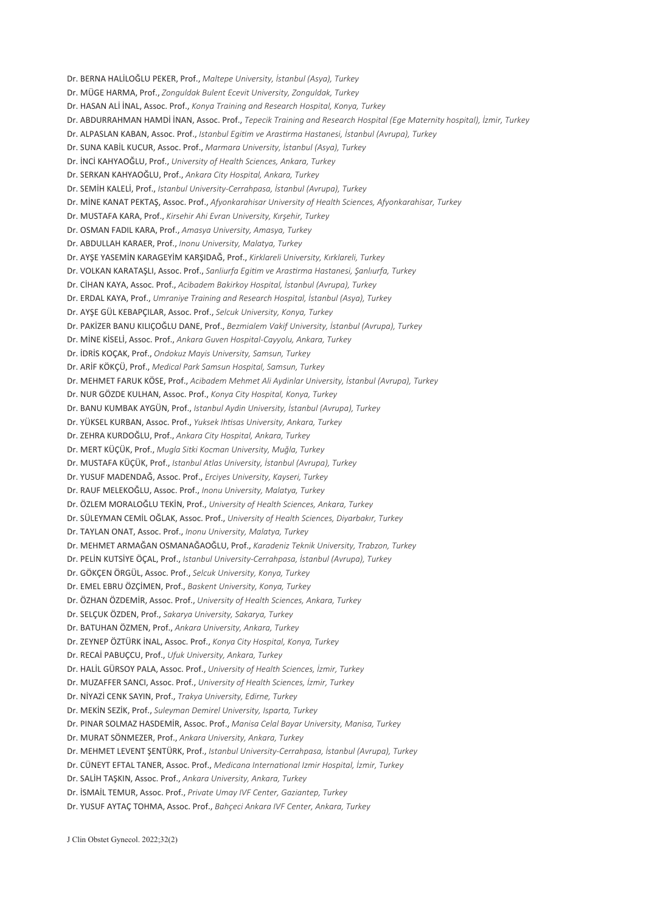Dr. BERNA HALİLOĞLU PEKER, Prof., *Maltepe University, İstanbul (Asya), Turkey*

Dr. MÜGE HARMA, Prof., *Zonguldak Bulent Ecevit University, Zonguldak, Turkey*

Dr. HASAN ALİ İNAL, Assoc. Prof., *Konya Training and Research Hospital, Konya, Turkey*

Dr. ABDURRAHMAN HAMDİ İNAN, Assoc. Prof., *Tepecik Training and Research Hospital (Ege Maternity hospital), İzmir, Turkey*

Dr. ALPASLAN KABAN, Assoc. Prof., *Istanbul Egitim ve Arastirma Hastanesi, İstanbul (Avrupa), Turkey*

Dr. SUNA KABİL KUCUR, Assoc. Prof., *Marmara University, İstanbul (Asya), Turkey*

Dr. İNCİ KAHYAOĞLU, Prof., *University of Health Sciences, Ankara, Turkey*

Dr. SERKAN KAHYAOĞLU, Prof., *Ankara City Hospital, Ankara, Turkey*

Dr. SEMİH KALELİ, Prof., *Istanbul University-Cerrahpasa, İstanbul (Avrupa), Turkey*

Dr. MİNE KANAT PEKTAŞ, Assoc. Prof., *Afyonkarahisar University of Health Sciences, Afyonkarahisar, Turkey*

Dr. MUSTAFA KARA, Prof., *Kirsehir Ahi Evran University, Kırşehir, Turkey*

Dr. OSMAN FADIL KARA, Prof., *Amasya University, Amasya, Turkey*

Dr. ABDULLAH KARAER, Prof., *Inonu University, Malatya, Turkey*

Dr. AYŞE YASEMİN KARAGEYİM KARŞIDAĞ, Prof., *Kirklareli University, Kırklareli, Turkey*

Dr. VOLKAN KARATAŞLI, Assoc. Prof., *Sanliurfa Egitim ve Arastirma Hastanesi, Şanlıurfa, Turkey*

Dr. CİHAN KAYA, Assoc. Prof., *Acibadem Bakirkoy Hospital, İstanbul (Avrupa), Turkey*

Dr. ERDAL KAYA, Prof., *Umraniye Training and Research Hospital, İstanbul (Asya), Turkey*

Dr. AYŞE GÜL KEBAPÇILAR, Assoc. Prof., *Selcuk University, Konya, Turkey*

Dr. PAKİZER BANU KILIÇOĞLU DANE, Prof., *Bezmialem Vakif University, İstanbul (Avrupa), Turkey*

Dr. MİNE KİSELİ, Assoc. Prof., *Ankara Guven Hospital-Cayyolu, Ankara, Turkey*

Dr. İDRİS KOÇAK, Prof., *Ondokuz Mayis University, Samsun, Turkey*

Dr. ARİF KÖKÇÜ, Prof., *Medical Park Samsun Hospital, Samsun, Turkey*

Dr. MEHMET FARUK KÖSE, Prof., *Acibadem Mehmet Ali Aydinlar University, İstanbul (Avrupa), Turkey*

Dr. NUR GÖZDE KULHAN, Assoc. Prof., *Konya City Hospital, Konya, Turkey*

Dr. BANU KUMBAK AYGÜN, Prof., *Istanbul Aydin University, İstanbul (Avrupa), Turkey*

Dr. YÜKSEL KURBAN, Assoc. Prof., *Yuksek Ihtisas University, Ankara, Turkey*

Dr. ZEHRA KURDOĞLU, Prof., *Ankara City Hospital, Ankara, Turkey*

Dr. MERT KÜÇÜK, Prof., *Mugla Sitki Kocman University, Muğla, Turkey*

Dr. MUSTAFA KÜÇÜK, Prof., *Istanbul Atlas University, İstanbul (Avrupa), Turkey*

Dr. YUSUF MADENDAĞ, Assoc. Prof., *Erciyes University, Kayseri, Turkey*

Dr. RAUF MELEKOĞLU, Assoc. Prof., *Inonu University, Malatya, Turkey*

Dr. ÖZLEM MORALOĞLU TEKİN, Prof., *University of Health Sciences, Ankara, Turkey*

Dr. SÜLEYMAN CEMİL OĞLAK, Assoc. Prof., *University of Health Sciences, Diyarbakır, Turkey*

Dr. TAYLAN ONAT, Assoc. Prof., *Inonu University, Malatya, Turkey*

Dr. MEHMET ARMAĞAN OSMANAĞAOĞLU, Prof., *Karadeniz Teknik University, Trabzon, Turkey*

Dr. PELİN KUTSİYE ÖÇAL, Prof., *Istanbul University-Cerrahpasa, İstanbul (Avrupa), Turkey*

Dr. GÖKÇEN ÖRGÜL, Assoc. Prof., *Selcuk University, Konya, Turkey*

Dr. EMEL EBRU ÖZÇİMEN, Prof., *Baskent University, Konya, Turkey*

Dr. ÖZHAN ÖZDEMİR, Assoc. Prof., *University of Health Sciences, Ankara, Turkey*

Dr. SELÇUK ÖZDEN, Prof., *Sakarya University, Sakarya, Turkey*

Dr. BATUHAN ÖZMEN, Prof., *Ankara University, Ankara, Turkey*

Dr. ZEYNEP ÖZTÜRK İNAL, Assoc. Prof., *Konya City Hospital, Konya, Turkey*

Dr. RECAİ PABUÇCU, Prof., *Ufuk University, Ankara, Turkey*

Dr. HALİL GÜRSOY PALA, Assoc. Prof., *University of Health Sciences, İzmir, Turkey*

Dr. MUZAFFER SANCI, Assoc. Prof., *University of Health Sciences, İzmir, Turkey*

Dr. NİYAZİ CENK SAYIN, Prof., *Trakya University, Edirne, Turkey*

Dr. MEKİN SEZİK, Prof., *Suleyman Demirel University, Isparta, Turkey*

Dr. PINAR SOLMAZ HASDEMİR, Assoc. Prof., *Manisa Celal Bayar University, Manisa, Turkey*

Dr. MURAT SÖNMEZER, Prof., *Ankara University, Ankara, Turkey*

Dr. MEHMET LEVENT ŞENTÜRK, Prof., *Istanbul University-Cerrahpasa, İstanbul (Avrupa), Turkey*

Dr. CÜNEYT EFTAL TANER, Assoc. Prof., *Medicana International Izmir Hospital, İzmir, Turkey*

Dr. SALİH TAŞKIN, Assoc. Prof., *Ankara University, Ankara, Turkey*

Dr. İSMAİL TEMUR, Assoc. Prof., *Private Umay IVF Center, Gaziantep, Turkey*

Dr. YUSUF AYTAÇ TOHMA, Assoc. Prof., *Bahçeci Ankara IVF Center, Ankara, Turkey*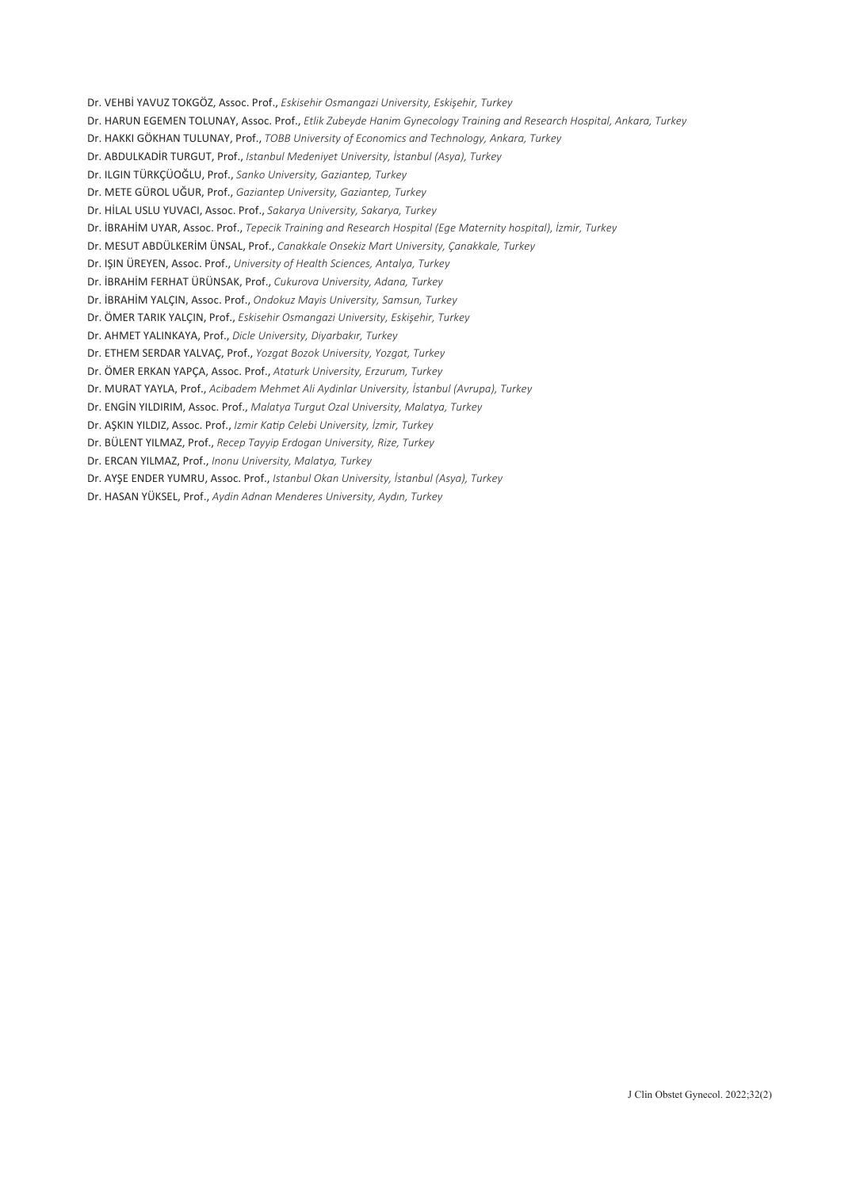Dr. VEHBİ YAVUZ TOKGÖZ, Assoc. Prof., *Eskisehir Osmangazi University, Eskişehir, Turkey*

Dr. HARUN EGEMEN TOLUNAY, Assoc. Prof., *Etlik Zubeyde Hanim Gynecology Training and Research Hospital, Ankara, Turkey*

Dr. HAKKI GÖKHAN TULUNAY, Prof., *TOBB University of Economics and Technology, Ankara, Turkey*

Dr. ABDULKADİR TURGUT, Prof., *Istanbul Medeniyet University, İstanbul (Asya), Turkey*

Dr. ILGIN TÜRKÇÜOĞLU, Prof., *Sanko University, Gaziantep, Turkey*

Dr. METE GÜROL UĞUR, Prof., *Gaziantep University, Gaziantep, Turkey*

Dr. HİLAL USLU YUVACI, Assoc. Prof., *Sakarya University, Sakarya, Turkey*

Dr. İBRAHİM UYAR, Assoc. Prof., *Tepecik Training and Research Hospital (Ege Maternity hospital), İzmir, Turkey*

Dr. MESUT ABDÜLKERİM ÜNSAL, Prof., *Canakkale Onsekiz Mart University, Çanakkale, Turkey*

Dr. IŞIN ÜREYEN, Assoc. Prof., *University of Health Sciences, Antalya, Turkey*

Dr. İBRAHİM FERHAT ÜRÜNSAK, Prof., *Cukurova University, Adana, Turkey*

Dr. İBRAHİM YALÇIN, Assoc. Prof., *Ondokuz Mayis University, Samsun, Turkey*

Dr. ÖMER TARIK YALÇIN, Prof., *Eskisehir Osmangazi University, Eskişehir, Turkey*

Dr. AHMET YALINKAYA, Prof., *Dicle University, Diyarbakır, Turkey*

Dr. ETHEM SERDAR YALVAÇ, Prof., *Yozgat Bozok University, Yozgat, Turkey*

Dr. ÖMER ERKAN YAPÇA, Assoc. Prof., *Ataturk University, Erzurum, Turkey*

Dr. MURAT YAYLA, Prof., *Acibadem Mehmet Ali Aydinlar University, İstanbul (Avrupa), Turkey*

Dr. ENGİN YILDIRIM, Assoc. Prof., *Malatya Turgut Ozal University, Malatya, Turkey*

Dr. AŞKIN YILDIZ, Assoc. Prof., *Izmir Katip Celebi University, İzmir, Turkey*

Dr. BÜLENT YILMAZ, Prof., *Recep Tayyip Erdogan University, Rize, Turkey*

Dr. ERCAN YILMAZ, Prof., *Inonu University, Malatya, Turkey*

Dr. AYŞE ENDER YUMRU, Assoc. Prof., *Istanbul Okan University, İstanbul (Asya), Turkey*

Dr. HASAN YÜKSEL, Prof., *Aydin Adnan Menderes University, Aydın, Turkey*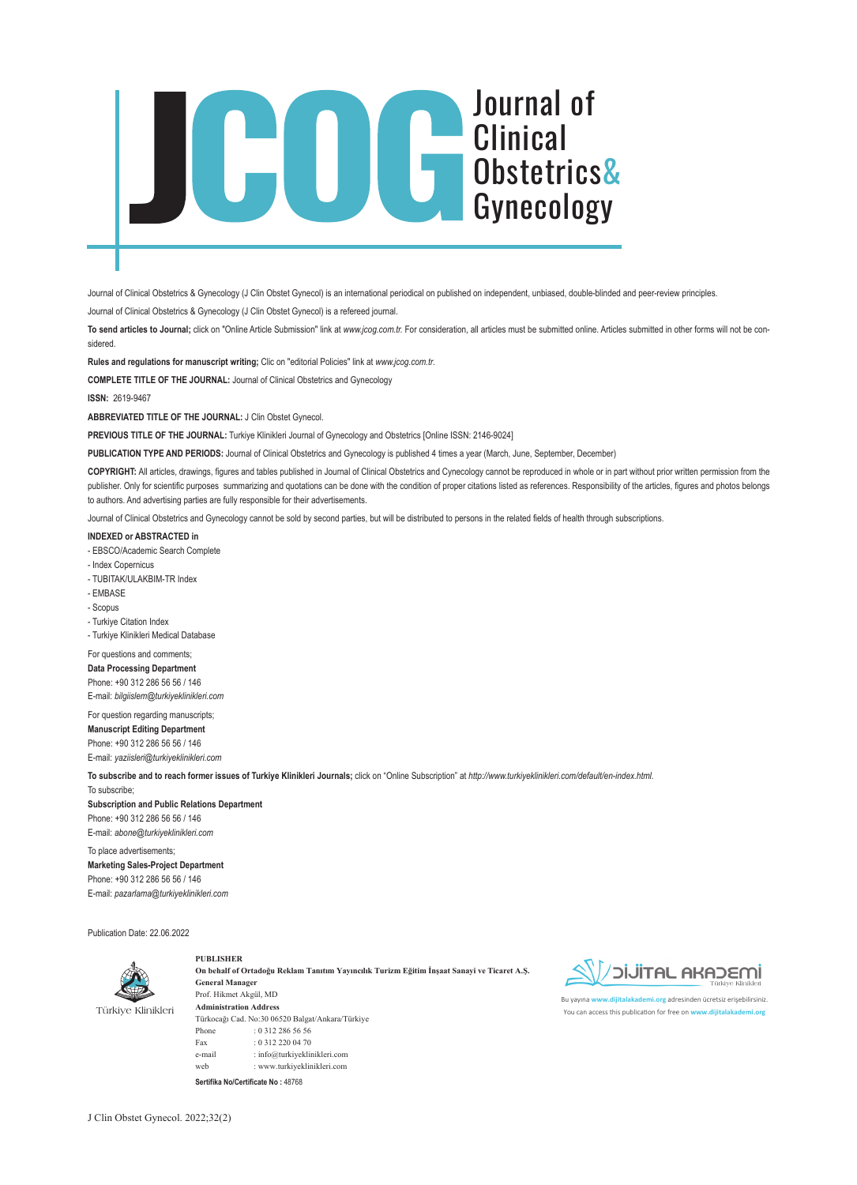# JCOG Journal of Clinical Obstetrics & Gynecology

Journal of Clinical Obstetrics & Gynecology (J Clin Obstet Gynecol) is an international periodical on published on independent, unbiased, double-blinded and peer-review principles.

Journal of Clinical Obstetrics & Gynecology (J Clin Obstet Gynecol) is a refereed journal.

**To send articles to Journal;** click on "Online Article Submission" link at *www.jcog.com.tr*. For consideration, all articles must be submitted online. Articles submitted in other forms will not be considered.

**Rules and regulations for manuscript writing;** Clic on "editorial Policies" link at *www.jcog.com.tr*.

**COMPLETE TITLE OF THE JOURNAL:** Journal of Clinical Obstetrics and Gynecology

**ISSN:** 2619-9467

**ABBREVIATED TITLE OF THE JOURNAL:** J Clin Obstet Gynecol.

**PREVIOUS TITLE OF THE JOURNAL:** Turkiye Klinikleri Journal of Gynecology and Obstetrics [Online ISSN: 2146-9024]

**PUBLICATION TYPE AND PERIODS:** Journal of Clinical Obstetrics and Gynecology is published 4 times a year (March, June, September, December)

**COPYRIGHT:** All articles, drawings, figures and tables published in Journal of Clinical Obstetrics and Cynecology cannot be reproduced in whole or in part without prior written permission from the publisher. Only for scientific purposes summarizing and quotations can be done with the condition of proper citations listed as references. Responsibility of the articles, figures and photos belongs to authors. And advertising parties are fully responsible for their advertisements.

Journal of Clinical Obstetrics and Gynecology cannot be sold by second parties, but will be distributed to persons in the related fields of health through subscriptions.

**INDEXED or ABSTRACTED in**

- EBSCO/Academic Search Complete
- Index Copernicus
- TUBITAK/ULAKBIM-TR Index
- EMBASE
- Scopus
- Turkiye Citation Index
- Turkiye Klinikleri Medical Database

For questions and comments;
**Data Processing Department**
Phone: +90 312 286 56 56 / 146
E-mail: *bilgiislem@turkiyeklinikleri.com*

For question regarding manuscripts;
**Manuscript Editing Department**
Phone: +90 312 286 56 56 / 146
E-mail: *yaziisleri@turkiyeklinikleri.com*

**To subscribe and to reach former issues of Turkiye Klinikleri Journals;** click on "Online Subscription" at *http://www.turkiyeklinikleri.com/default/en-index.html*.

To subscribe;
**Subscription and Public Relations Department**
Phone: +90 312 286 56 56 / 146
E-mail: *abone@turkiyeklinikleri.com*

To place advertisements;
**Marketing Sales-Project Department**
Phone: +90 312 286 56 56 / 146
E-mail: *pazarlama@turkiyeklinikleri.com*

Publication Date: 22.06.2022

Türkiye Klinikleri

**PUBLISHER**
**On behalf of Ortadoğu Reklam Tanıtım Yayıncılık Turizm Eğitim İnşaat Sanayi ve Ticaret A.Ş.**
**General Manager**
Prof. Hikmet Akgül, MD
**Administration Address**
Türkocağı Cad. No:30 06520 Balgat/Ankara/Türkiye

| | |
|---|---|
| Phone | : 0 312 286 56 56 |
| Fax | : 0 312 220 04 70 |
| e-mail | : info@turkiyeklinikleri.com |
| web | : www.turkiyeklinikleri.com |

**Sertifika No/Certificate No :** 48768

DİJİTAL AKADEMİ Türkiye Klinikleri

Bu yayına **www.dijitalakademi.org** adresinden ücretsiz erişebilirsiniz.
You can access this publication for free on **www.dijitalakademi.org**